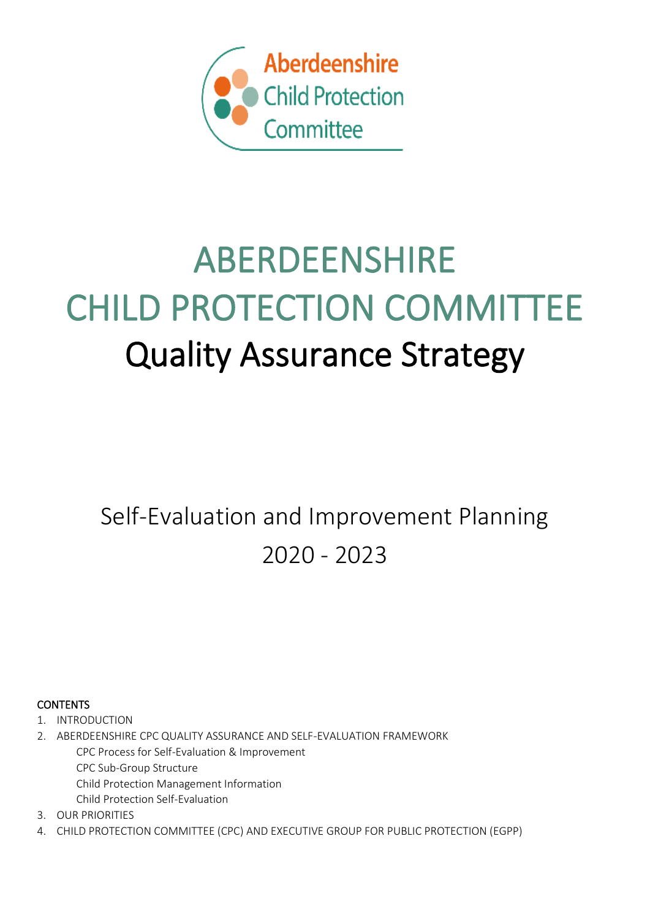Aberdeenshire Child Protection Committee

# ABERDEENSHIRE CHILD PROTECTION COMMITTEE

# Quality Assurance Strategy

## Self-Evaluation and Improvement Planning 2020 - 2023

**CONTENTS**

1. INTRODUCTION
2. ABERDEENSHIRE CPC QUALITY ASSURANCE AND SELF-EVALUATION FRAMEWORK
   - CPC Process for Self-Evaluation & Improvement
   - CPC Sub-Group Structure
   - Child Protection Management Information
   - Child Protection Self-Evaluation
3. OUR PRIORITIES
4. CHILD PROTECTION COMMITTEE (CPC) AND EXECUTIVE GROUP FOR PUBLIC PROTECTION (EGPP)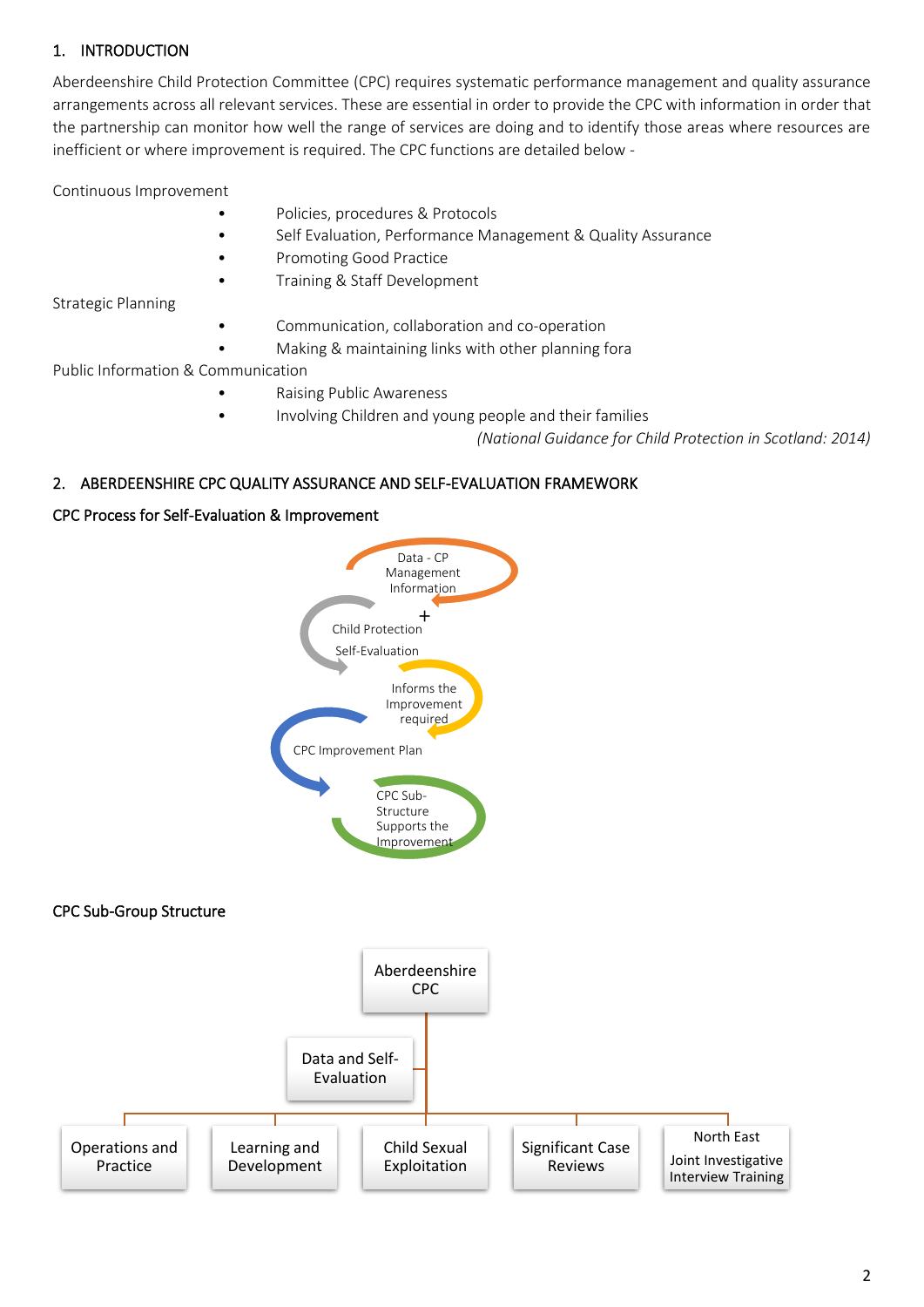## 1. INTRODUCTION

Aberdeenshire Child Protection Committee (CPC) requires systematic performance management and quality assurance arrangements across all relevant services. These are essential in order to provide the CPC with information in order that the partnership can monitor how well the range of services are doing and to identify those areas where resources are inefficient or where improvement is required. The CPC functions are detailed below -

Continuous Improvement

- Policies, procedures & Protocols
- Self Evaluation, Performance Management & Quality Assurance
- Promoting Good Practice
- Training & Staff Development

Strategic Planning

- Communication, collaboration and co-operation
- Making & maintaining links with other planning fora

Public Information & Communication

- Raising Public Awareness
- Involving Children and young people and their families

*(National Guidance for Child Protection in Scotland: 2014)*

## 2. ABERDEENSHIRE CPC QUALITY ASSURANCE AND SELF-EVALUATION FRAMEWORK

### CPC Process for Self-Evaluation & Improvement

Data - CP Management Information

\+

Child Protection Self-Evaluation

Informs the Improvement required

CPC Improvement Plan

CPC Sub-Structure Supports the Improvement

### CPC Sub-Group Structure

Aberdeenshire CPC

- Data and Self-Evaluation
- Operations and Practice
- Learning and Development
- Child Sexual Exploitation
- Significant Case Reviews
- North East Joint Investigative Interview Training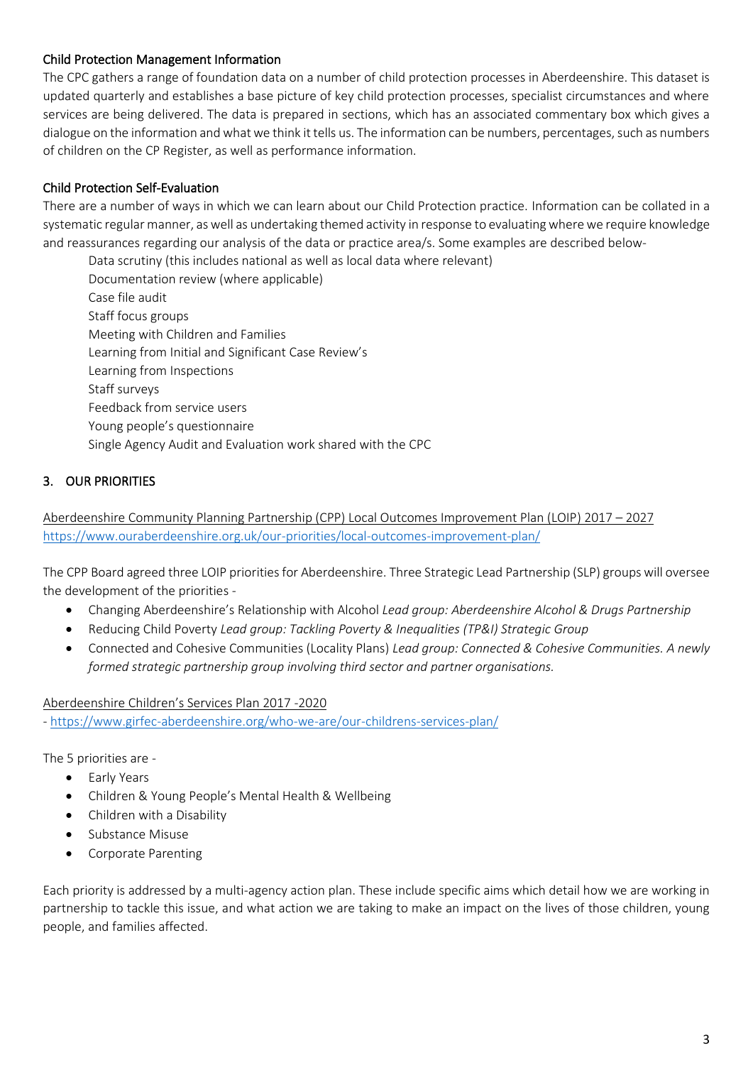### Child Protection Management Information

The CPC gathers a range of foundation data on a number of child protection processes in Aberdeenshire. This dataset is updated quarterly and establishes a base picture of key child protection processes, specialist circumstances and where services are being delivered. The data is prepared in sections, which has an associated commentary box which gives a dialogue on the information and what we think it tells us. The information can be numbers, percentages, such as numbers of children on the CP Register, as well as performance information.

### Child Protection Self-Evaluation

There are a number of ways in which we can learn about our Child Protection practice. Information can be collated in a systematic regular manner, as well as undertaking themed activity in response to evaluating where we require knowledge and reassurances regarding our analysis of the data or practice area/s. Some examples are described below-

Data scrutiny (this includes national as well as local data where relevant)
Documentation review (where applicable)
Case file audit
Staff focus groups
Meeting with Children and Families
Learning from Initial and Significant Case Review's
Learning from Inspections
Staff surveys
Feedback from service users
Young people's questionnaire
Single Agency Audit and Evaluation work shared with the CPC

## 3. OUR PRIORITIES

Aberdeenshire Community Planning Partnership (CPP) Local Outcomes Improvement Plan (LOIP) 2017 – 2027
https://www.ouraberdeenshire.org.uk/our-priorities/local-outcomes-improvement-plan/

The CPP Board agreed three LOIP priorities for Aberdeenshire. Three Strategic Lead Partnership (SLP) groups will oversee the development of the priorities -

- Changing Aberdeenshire's Relationship with Alcohol *Lead group: Aberdeenshire Alcohol & Drugs Partnership*
- Reducing Child Poverty *Lead group: Tackling Poverty & Inequalities (TP&I) Strategic Group*
- Connected and Cohesive Communities (Locality Plans) *Lead group: Connected & Cohesive Communities. A newly formed strategic partnership group involving third sector and partner organisations.*

Aberdeenshire Children's Services Plan 2017 -2020
- https://www.girfec-aberdeenshire.org/who-we-are/our-childrens-services-plan/

The 5 priorities are -

- Early Years
- Children & Young People's Mental Health & Wellbeing
- Children with a Disability
- Substance Misuse
- Corporate Parenting

Each priority is addressed by a multi-agency action plan. These include specific aims which detail how we are working in partnership to tackle this issue, and what action we are taking to make an impact on the lives of those children, young people, and families affected.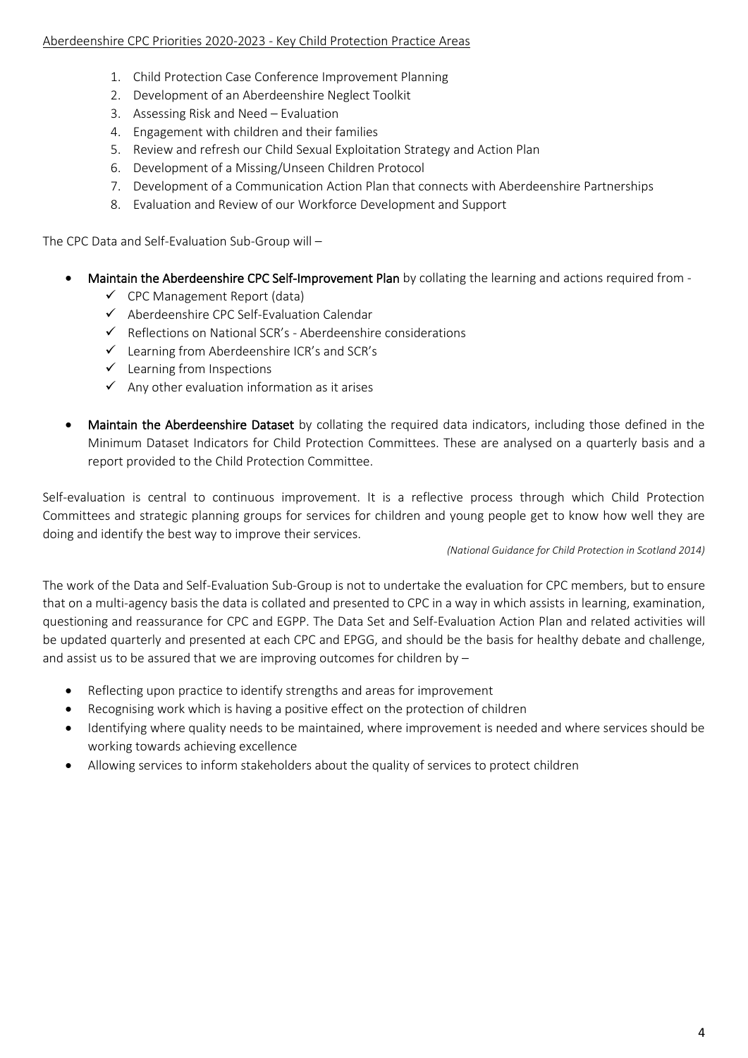Aberdeenshire CPC Priorities 2020-2023 - Key Child Protection Practice Areas

1. Child Protection Case Conference Improvement Planning
2. Development of an Aberdeenshire Neglect Toolkit
3. Assessing Risk and Need – Evaluation
4. Engagement with children and their families
5. Review and refresh our Child Sexual Exploitation Strategy and Action Plan
6. Development of a Missing/Unseen Children Protocol
7. Development of a Communication Action Plan that connects with Aberdeenshire Partnerships
8. Evaluation and Review of our Workforce Development and Support

The CPC Data and Self-Evaluation Sub-Group will –

- **Maintain the Aberdeenshire CPC Self-Improvement Plan** by collating the learning and actions required from -
  - ✓ CPC Management Report (data)
  - ✓ Aberdeenshire CPC Self-Evaluation Calendar
  - ✓ Reflections on National SCR's - Aberdeenshire considerations
  - ✓ Learning from Aberdeenshire ICR's and SCR's
  - ✓ Learning from Inspections
  - ✓ Any other evaluation information as it arises

- **Maintain the Aberdeenshire Dataset** by collating the required data indicators, including those defined in the Minimum Dataset Indicators for Child Protection Committees. These are analysed on a quarterly basis and a report provided to the Child Protection Committee.

Self-evaluation is central to continuous improvement. It is a reflective process through which Child Protection Committees and strategic planning groups for services for children and young people get to know how well they are doing and identify the best way to improve their services.

*(National Guidance for Child Protection in Scotland 2014)*

The work of the Data and Self-Evaluation Sub-Group is not to undertake the evaluation for CPC members, but to ensure that on a multi-agency basis the data is collated and presented to CPC in a way in which assists in learning, examination, questioning and reassurance for CPC and EGPP. The Data Set and Self-Evaluation Action Plan and related activities will be updated quarterly and presented at each CPC and EPGG, and should be the basis for healthy debate and challenge, and assist us to be assured that we are improving outcomes for children by –

- Reflecting upon practice to identify strengths and areas for improvement
- Recognising work which is having a positive effect on the protection of children
- Identifying where quality needs to be maintained, where improvement is needed and where services should be working towards achieving excellence
- Allowing services to inform stakeholders about the quality of services to protect children